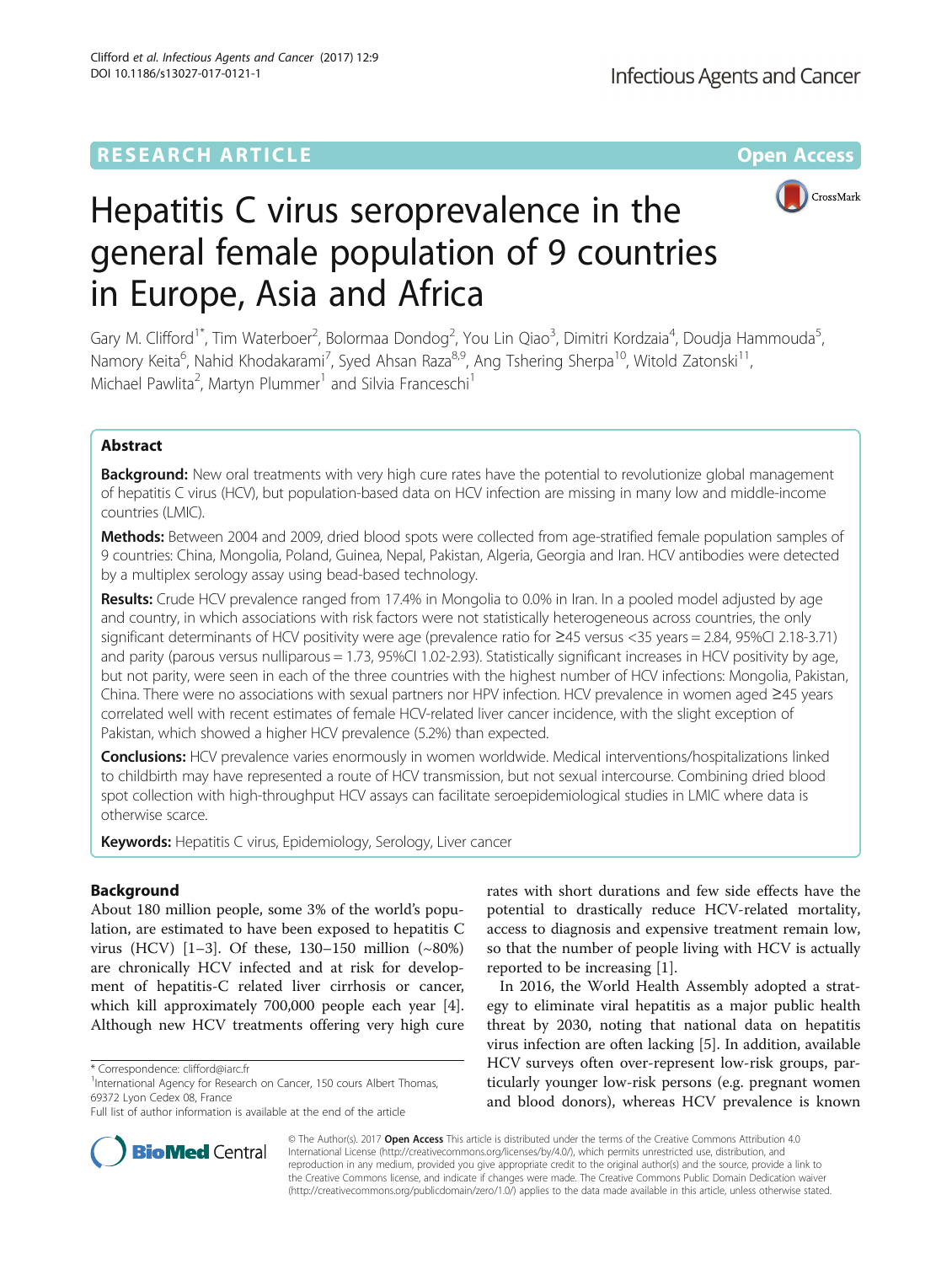RESEARCH ARTICLE

Open Access

# Hepatitis C virus seroprevalence in the general female population of 9 countries in Europe, Asia and Africa

Gary M. Clifford[1*], Tim Waterboer[2], Bolormaa Dondog[2], You Lin Qiao[3], Dimitri Kordzaia[4], Doudja Hammouda[5], Namory Keita[6], Nahid Khodakarami[7], Syed Ahsan Raza[8,9], Ang Tshering Sherpa[10], Witold Zatonski[11], Michael Pawlita[2], Martyn Plummer[1] and Silvia Franceschi[1]

## Abstract

**Background:** New oral treatments with very high cure rates have the potential to revolutionize global management of hepatitis C virus (HCV), but population-based data on HCV infection are missing in many low and middle-income countries (LMIC).

**Methods:** Between 2004 and 2009, dried blood spots were collected from age-stratified female population samples of 9 countries: China, Mongolia, Poland, Guinea, Nepal, Pakistan, Algeria, Georgia and Iran. HCV antibodies were detected by a multiplex serology assay using bead-based technology.

**Results:** Crude HCV prevalence ranged from 17.4% in Mongolia to 0.0% in Iran. In a pooled model adjusted by age and country, in which associations with risk factors were not statistically heterogeneous across countries, the only significant determinants of HCV positivity were age (prevalence ratio for ≥45 versus <35 years = 2.84, 95%CI 2.18-3.71) and parity (parous versus nulliparous = 1.73, 95%CI 1.02-2.93). Statistically significant increases in HCV positivity by age, but not parity, were seen in each of the three countries with the highest number of HCV infections: Mongolia, Pakistan, China. There were no associations with sexual partners nor HPV infection. HCV prevalence in women aged ≥45 years correlated well with recent estimates of female HCV-related liver cancer incidence, with the slight exception of Pakistan, which showed a higher HCV prevalence (5.2%) than expected.

**Conclusions:** HCV prevalence varies enormously in women worldwide. Medical interventions/hospitalizations linked to childbirth may have represented a route of HCV transmission, but not sexual intercourse. Combining dried blood spot collection with high-throughput HCV assays can facilitate seroepidemiological studies in LMIC where data is otherwise scarce.

**Keywords:** Hepatitis C virus, Epidemiology, Serology, Liver cancer

## Background

About 180 million people, some 3% of the world's population, are estimated to have been exposed to hepatitis C virus (HCV) [1–3]. Of these, 130–150 million (~80%) are chronically HCV infected and at risk for development of hepatitis-C related liver cirrhosis or cancer, which kill approximately 700,000 people each year [4]. Although new HCV treatments offering very high cure rates with short durations and few side effects have the potential to drastically reduce HCV-related mortality, access to diagnosis and expensive treatment remain low, so that the number of people living with HCV is actually reported to be increasing [1].

In 2016, the World Health Assembly adopted a strategy to eliminate viral hepatitis as a major public health threat by 2030, noting that national data on hepatitis virus infection are often lacking [5]. In addition, available HCV surveys often over-represent low-risk groups, particularly younger low-risk persons (e.g. pregnant women and blood donors), whereas HCV prevalence is known

\* Correspondence: clifford@iarc.fr

[1] International Agency for Research on Cancer, 150 cours Albert Thomas, 69372 Lyon Cedex 08, France

Full list of author information is available at the end of the article

© The Author(s). 2017 **Open Access** This article is distributed under the terms of the Creative Commons Attribution 4.0 International License (http://creativecommons.org/licenses/by/4.0/), which permits unrestricted use, distribution, and reproduction in any medium, provided you give appropriate credit to the original author(s) and the source, provide a link to the Creative Commons license, and indicate if changes were made. The Creative Commons Public Domain Dedication waiver (http://creativecommons.org/publicdomain/zero/1.0/) applies to the data made available in this article, unless otherwise stated.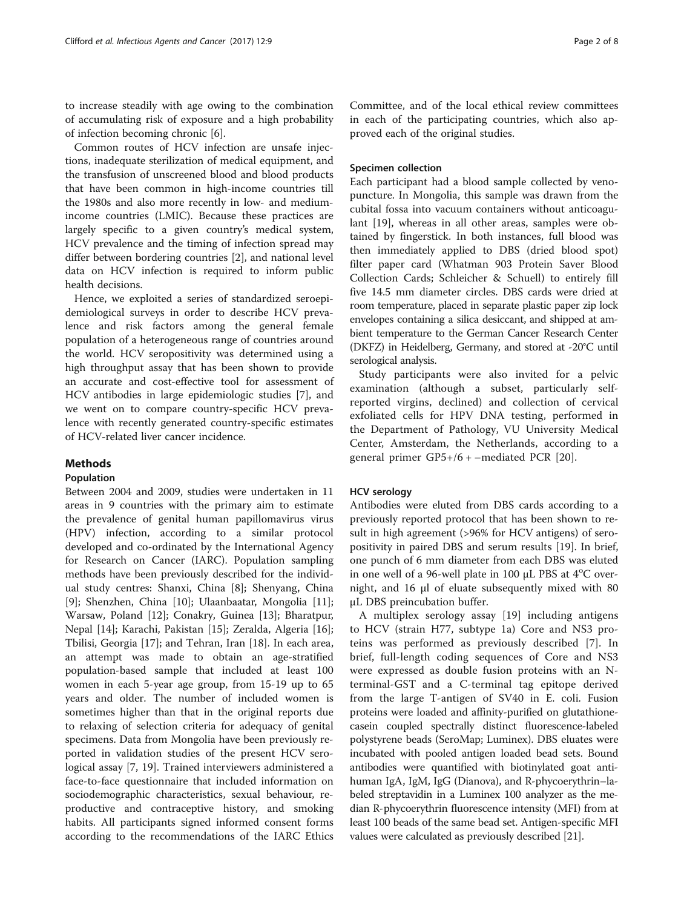to increase steadily with age owing to the combination of accumulating risk of exposure and a high probability of infection becoming chronic [6].

Common routes of HCV infection are unsafe injections, inadequate sterilization of medical equipment, and the transfusion of unscreened blood and blood products that have been common in high-income countries till the 1980s and also more recently in low- and medium-income countries (LMIC). Because these practices are largely specific to a given country's medical system, HCV prevalence and the timing of infection spread may differ between bordering countries [2], and national level data on HCV infection is required to inform public health decisions.

Hence, we exploited a series of standardized seroepidemiological surveys in order to describe HCV prevalence and risk factors among the general female population of a heterogeneous range of countries around the world. HCV seropositivity was determined using a high throughput assay that has been shown to provide an accurate and cost-effective tool for assessment of HCV antibodies in large epidemiologic studies [7], and we went on to compare country-specific HCV prevalence with recently generated country-specific estimates of HCV-related liver cancer incidence.

## Methods

### Population

Between 2004 and 2009, studies were undertaken in 11 areas in 9 countries with the primary aim to estimate the prevalence of genital human papillomavirus virus (HPV) infection, according to a similar protocol developed and co-ordinated by the International Agency for Research on Cancer (IARC). Population sampling methods have been previously described for the individual study centres: Shanxi, China [8]; Shenyang, China [9]; Shenzhen, China [10]; Ulaanbaatar, Mongolia [11]; Warsaw, Poland [12]; Conakry, Guinea [13]; Bharatpur, Nepal [14]; Karachi, Pakistan [15]; Zeralda, Algeria [16]; Tbilisi, Georgia [17]; and Tehran, Iran [18]. In each area, an attempt was made to obtain an age-stratified population-based sample that included at least 100 women in each 5-year age group, from 15-19 up to 65 years and older. The number of included women is sometimes higher than that in the original reports due to relaxing of selection criteria for adequacy of genital specimens. Data from Mongolia have been previously reported in validation studies of the present HCV serological assay [7, 19]. Trained interviewers administered a face-to-face questionnaire that included information on sociodemographic characteristics, sexual behaviour, reproductive and contraceptive history, and smoking habits. All participants signed informed consent forms according to the recommendations of the IARC Ethics Committee, and of the local ethical review committees in each of the participating countries, which also approved each of the original studies.

### Specimen collection

Each participant had a blood sample collected by venopuncture. In Mongolia, this sample was drawn from the cubital fossa into vacuum containers without anticoagulant [19], whereas in all other areas, samples were obtained by fingerstick. In both instances, full blood was then immediately applied to DBS (dried blood spot) filter paper card (Whatman 903 Protein Saver Blood Collection Cards; Schleicher & Schuell) to entirely fill five 14.5 mm diameter circles. DBS cards were dried at room temperature, placed in separate plastic paper zip lock envelopes containing a silica desiccant, and shipped at ambient temperature to the German Cancer Research Center (DKFZ) in Heidelberg, Germany, and stored at -20°C until serological analysis.

Study participants were also invited for a pelvic examination (although a subset, particularly self-reported virgins, declined) and collection of cervical exfoliated cells for HPV DNA testing, performed in the Department of Pathology, VU University Medical Center, Amsterdam, the Netherlands, according to a general primer GP5+/6 + –mediated PCR [20].

### HCV serology

Antibodies were eluted from DBS cards according to a previously reported protocol that has been shown to result in high agreement (>96% for HCV antigens) of seropositivity in paired DBS and serum results [19]. In brief, one punch of 6 mm diameter from each DBS was eluted in one well of a 96-well plate in 100 μL PBS at 4°C overnight, and 16 μl of eluate subsequently mixed with 80 μL DBS preincubation buffer.

A multiplex serology assay [19] including antigens to HCV (strain H77, subtype 1a) Core and NS3 proteins was performed as previously described [7]. In brief, full-length coding sequences of Core and NS3 were expressed as double fusion proteins with an N-terminal-GST and a C-terminal tag epitope derived from the large T-antigen of SV40 in E. coli. Fusion proteins were loaded and affinity-purified on glutathione-casein coupled spectrally distinct fluorescence-labeled polystyrene beads (SeroMap; Luminex). DBS eluates were incubated with pooled antigen loaded bead sets. Bound antibodies were quantified with biotinylated goat anti-human IgA, IgM, IgG (Dianova), and R-phycoerythrin–labeled streptavidin in a Luminex 100 analyzer as the median R-phycoerythrin fluorescence intensity (MFI) from at least 100 beads of the same bead set. Antigen-specific MFI values were calculated as previously described [21].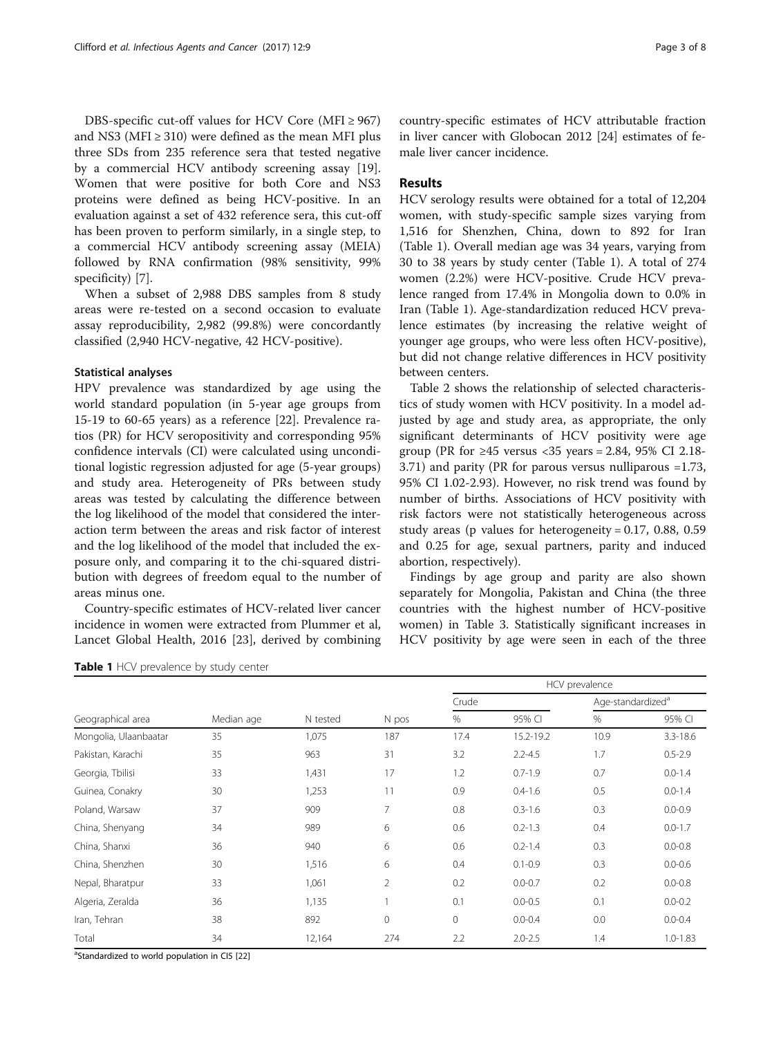DBS-specific cut-off values for HCV Core (MFI ≥ 967) and NS3 (MFI ≥ 310) were defined as the mean MFI plus three SDs from 235 reference sera that tested negative by a commercial HCV antibody screening assay [19]. Women that were positive for both Core and NS3 proteins were defined as being HCV-positive. In an evaluation against a set of 432 reference sera, this cut-off has been proven to perform similarly, in a single step, to a commercial HCV antibody screening assay (MEIA) followed by RNA confirmation (98% sensitivity, 99% specificity) [7].

When a subset of 2,988 DBS samples from 8 study areas were re-tested on a second occasion to evaluate assay reproducibility, 2,982 (99.8%) were concordantly classified (2,940 HCV-negative, 42 HCV-positive).

### Statistical analyses

HPV prevalence was standardized by age using the world standard population (in 5-year age groups from 15-19 to 60-65 years) as a reference [22]. Prevalence ratios (PR) for HCV seropositivity and corresponding 95% confidence intervals (CI) were calculated using unconditional logistic regression adjusted for age (5-year groups) and study area. Heterogeneity of PRs between study areas was tested by calculating the difference between the log likelihood of the model that considered the interaction term between the areas and risk factor of interest and the log likelihood of the model that included the exposure only, and comparing it to the chi-squared distribution with degrees of freedom equal to the number of areas minus one.

Country-specific estimates of HCV-related liver cancer incidence in women were extracted from Plummer et al, Lancet Global Health, 2016 [23], derived by combining country-specific estimates of HCV attributable fraction in liver cancer with Globocan 2012 [24] estimates of female liver cancer incidence.

## Results

HCV serology results were obtained for a total of 12,204 women, with study-specific sample sizes varying from 1,516 for Shenzhen, China, down to 892 for Iran (Table 1). Overall median age was 34 years, varying from 30 to 38 years by study center (Table 1). A total of 274 women (2.2%) were HCV-positive. Crude HCV prevalence ranged from 17.4% in Mongolia down to 0.0% in Iran (Table 1). Age-standardization reduced HCV prevalence estimates (by increasing the relative weight of younger age groups, who were less often HCV-positive), but did not change relative differences in HCV positivity between centers.

Table 2 shows the relationship of selected characteristics of study women with HCV positivity. In a model adjusted by age and study area, as appropriate, the only significant determinants of HCV positivity were age group (PR for ≥45 versus <35 years = 2.84, 95% CI 2.18-3.71) and parity (PR for parous versus nulliparous =1.73, 95% CI 1.02-2.93). However, no risk trend was found by number of births. Associations of HCV positivity with risk factors were not statistically heterogeneous across study areas (p values for heterogeneity = 0.17, 0.88, 0.59 and 0.25 for age, sexual partners, parity and induced abortion, respectively).

Findings by age group and parity are also shown separately for Mongolia, Pakistan and China (the three countries with the highest number of HCV-positive women) in Table 3. Statistically significant increases in HCV positivity by age were seen in each of the three

**Table 1** HCV prevalence by study center

| Geographical area | Median age | N tested | N pos | HCV prevalence | | | |
|---|---|---|---|---|---|---|---|
| | | | | Crude | | Age-standardized[a] | |
| | | | | % | 95% CI | % | 95% CI |
| Mongolia, Ulaanbaatar | 35 | 1,075 | 187 | 17.4 | 15.2-19.2 | 10.9 | 3.3-18.6 |
| Pakistan, Karachi | 35 | 963 | 31 | 3.2 | 2.2-4.5 | 1.7 | 0.5-2.9 |
| Georgia, Tbilisi | 33 | 1,431 | 17 | 1.2 | 0.7-1.9 | 0.7 | 0.0-1.4 |
| Guinea, Conakry | 30 | 1,253 | 11 | 0.9 | 0.4-1.6 | 0.5 | 0.0-1.4 |
| Poland, Warsaw | 37 | 909 | 7 | 0.8 | 0.3-1.6 | 0.3 | 0.0-0.9 |
| China, Shenyang | 34 | 989 | 6 | 0.6 | 0.2-1.3 | 0.4 | 0.0-1.7 |
| China, Shanxi | 36 | 940 | 6 | 0.6 | 0.2-1.4 | 0.3 | 0.0-0.8 |
| China, Shenzhen | 30 | 1,516 | 6 | 0.4 | 0.1-0.9 | 0.3 | 0.0-0.6 |
| Nepal, Bharatpur | 33 | 1,061 | 2 | 0.2 | 0.0-0.7 | 0.2 | 0.0-0.8 |
| Algeria, Zeralda | 36 | 1,135 | 1 | 0.1 | 0.0-0.5 | 0.1 | 0.0-0.2 |
| Iran, Tehran | 38 | 892 | 0 | 0 | 0.0-0.4 | 0.0 | 0.0-0.4 |
| Total | 34 | 12,164 | 274 | 2.2 | 2.0-2.5 | 1.4 | 1.0-1.83 |

[a]Standardized to world population in CI5 [22]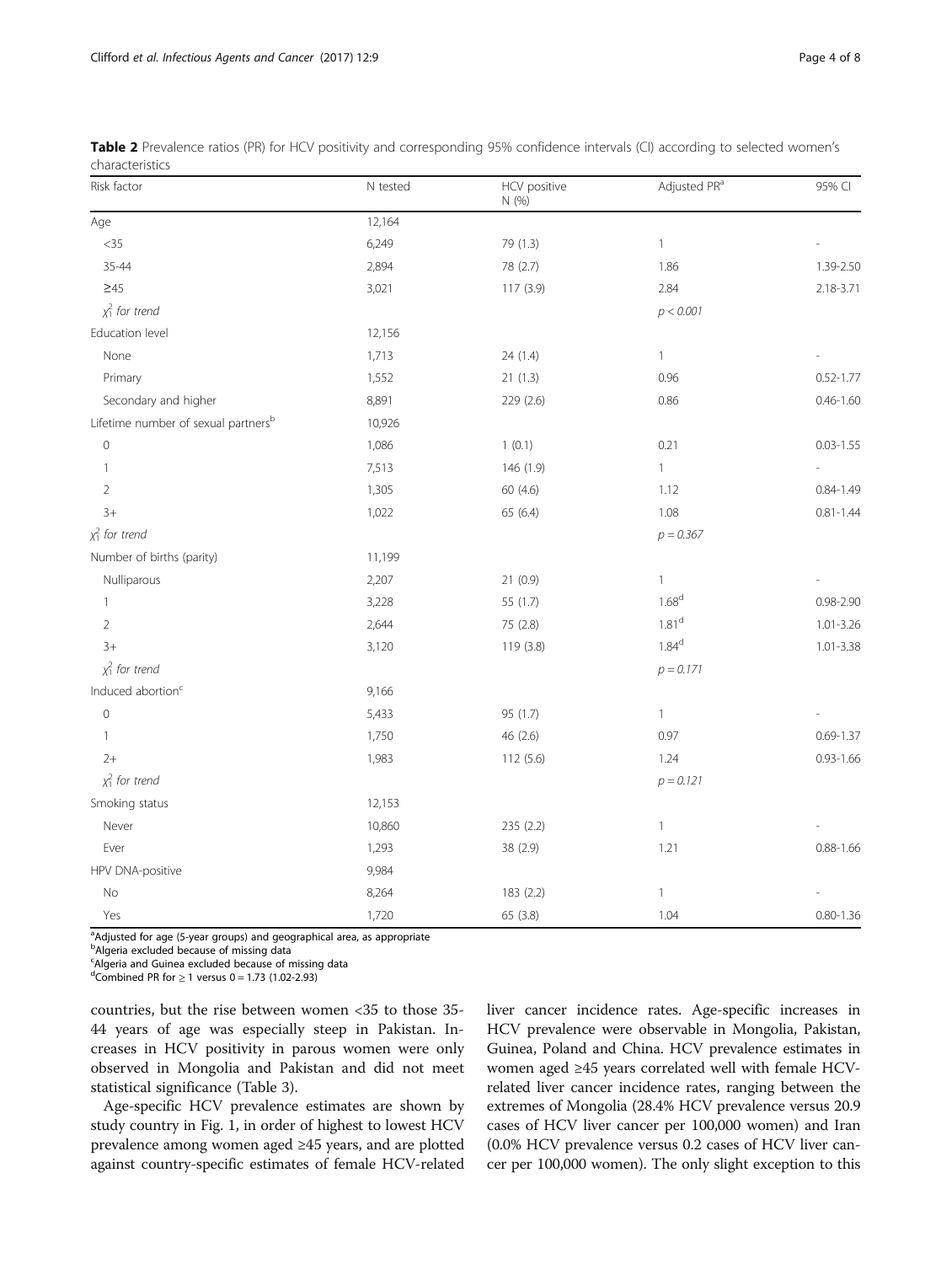**Table 2** Prevalence ratios (PR) for HCV positivity and corresponding 95% confidence intervals (CI) according to selected women's characteristics

| Risk factor | N tested | HCV positive N (%) | Adjusted PR[a] | 95% CI |
|---|---|---|---|---|
| Age | 12,164 | | | |
| <35 | 6,249 | 79 (1.3) | 1 | - |
| 35-44 | 2,894 | 78 (2.7) | 1.86 | 1.39-2.50 |
| ≥45 | 3,021 | 117 (3.9) | 2.84 | 2.18-3.71 |
| $\chi^2_1$ for trend | | | $p < 0.001$ | |
| Education level | 12,156 | | | |
| None | 1,713 | 24 (1.4) | 1 | - |
| Primary | 1,552 | 21 (1.3) | 0.96 | 0.52-1.77 |
| Secondary and higher | 8,891 | 229 (2.6) | 0.86 | 0.46-1.60 |
| Lifetime number of sexual partners[b] | 10,926 | | | |
| 0 | 1,086 | 1 (0.1) | 0.21 | 0.03-1.55 |
| 1 | 7,513 | 146 (1.9) | 1 | - |
| 2 | 1,305 | 60 (4.6) | 1.12 | 0.84-1.49 |
| 3+ | 1,022 | 65 (6.4) | 1.08 | 0.81-1.44 |
| $\chi^2_1$ for trend | | | $p = 0.367$ | |
| Number of births (parity) | 11,199 | | | |
| Nulliparous | 2,207 | 21 (0.9) | 1 | - |
| 1 | 3,228 | 55 (1.7) | 1.68[d] | 0.98-2.90 |
| 2 | 2,644 | 75 (2.8) | 1.81[d] | 1.01-3.26 |
| 3+ | 3,120 | 119 (3.8) | 1.84[d] | 1.01-3.38 |
| $\chi^2_1$ for trend | | | $p = 0.171$ | |
| Induced abortion[c] | 9,166 | | | |
| 0 | 5,433 | 95 (1.7) | 1 | - |
| 1 | 1,750 | 46 (2.6) | 0.97 | 0.69-1.37 |
| 2+ | 1,983 | 112 (5.6) | 1.24 | 0.93-1.66 |
| $\chi^2_1$ for trend | | | $p = 0.121$ | |
| Smoking status | 12,153 | | | |
| Never | 10,860 | 235 (2.2) | 1 | - |
| Ever | 1,293 | 38 (2.9) | 1.21 | 0.88-1.66 |
| HPV DNA-positive | 9,984 | | | |
| No | 8,264 | 183 (2.2) | 1 | - |
| Yes | 1,720 | 65 (3.8) | 1.04 | 0.80-1.36 |

[a]Adjusted for age (5-year groups) and geographical area, as appropriate
[b]Algeria excluded because of missing data
[c]Algeria and Guinea excluded because of missing data
[d]Combined PR for ≥ 1 versus 0 = 1.73 (1.02-2.93)

countries, but the rise between women <35 to those 35-44 years of age was especially steep in Pakistan. Increases in HCV positivity in parous women were only observed in Mongolia and Pakistan and did not meet statistical significance (Table 3).

Age-specific HCV prevalence estimates are shown by study country in Fig. 1, in order of highest to lowest HCV prevalence among women aged ≥45 years, and are plotted against country-specific estimates of female HCV-related liver cancer incidence rates. Age-specific increases in HCV prevalence were observable in Mongolia, Pakistan, Guinea, Poland and China. HCV prevalence estimates in women aged ≥45 years correlated well with female HCV-related liver cancer incidence rates, ranging between the extremes of Mongolia (28.4% HCV prevalence versus 20.9 cases of HCV liver cancer per 100,000 women) and Iran (0.0% HCV prevalence versus 0.2 cases of HCV liver cancer per 100,000 women). The only slight exception to this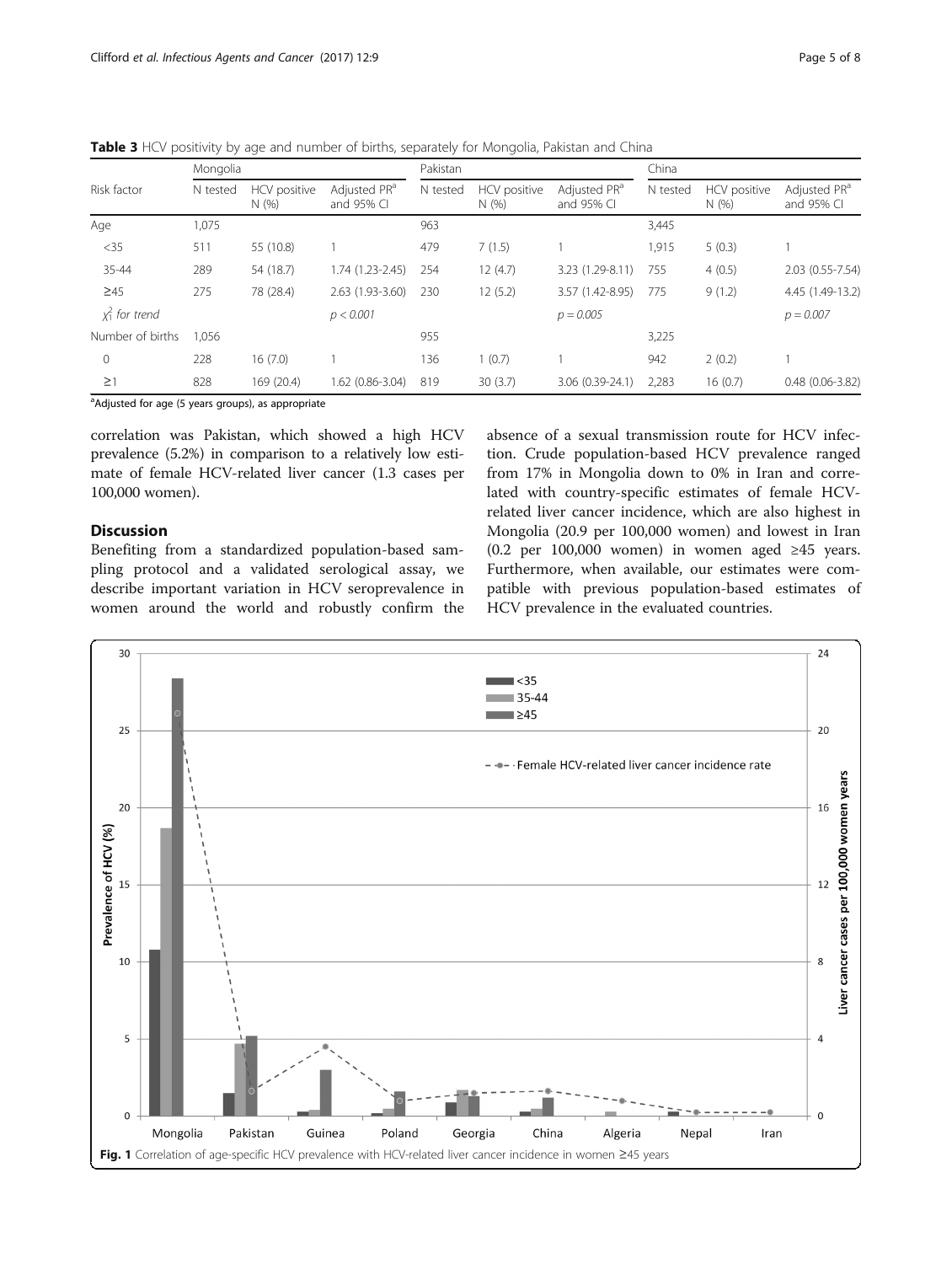**Table 3** HCV positivity by age and number of births, separately for Mongolia, Pakistan and China

| Risk factor | Mongolia | | | Pakistan | | | China | | |
|---|---|---|---|---|---|---|---|---|---|
| | N tested | HCV positive N (%) | Adjusted PR[a] and 95% CI | N tested | HCV positive N (%) | Adjusted PR[a] and 95% CI | N tested | HCV positive N (%) | Adjusted PR[a] and 95% CI |
| Age | 1,075 | | | 963 | | | 3,445 | | |
| <35 | 511 | 55 (10.8) | 1 | 479 | 7 (1.5) | 1 | 1,915 | 5 (0.3) | 1 |
| 35-44 | 289 | 54 (18.7) | 1.74 (1.23-2.45) | 254 | 12 (4.7) | 3.23 (1.29-8.11) | 755 | 4 (0.5) | 2.03 (0.55-7.54) |
| ≥45 | 275 | 78 (28.4) | 2.63 (1.93-3.60) | 230 | 12 (5.2) | 3.57 (1.42-8.95) | 775 | 9 (1.2) | 4.45 (1.49-13.2) |
| $\chi^2_1$ *for trend* | | | *p < 0.001* | | | *p = 0.005* | | | *p = 0.007* |
| Number of births | 1,056 | | | 955 | | | 3,225 | | |
| 0 | 228 | 16 (7.0) | 1 | 136 | 1 (0.7) | 1 | 942 | 2 (0.2) | 1 |
| ≥1 | 828 | 169 (20.4) | 1.62 (0.86-3.04) | 819 | 30 (3.7) | 3.06 (0.39-24.1) | 2,283 | 16 (0.7) | 0.48 (0.06-3.82) |

[a]Adjusted for age (5 years groups), as appropriate

correlation was Pakistan, which showed a high HCV prevalence (5.2%) in comparison to a relatively low estimate of female HCV-related liver cancer (1.3 cases per 100,000 women).

## Discussion

Benefiting from a standardized population-based sampling protocol and a validated serological assay, we describe important variation in HCV seroprevalence in women around the world and robustly confirm the absence of a sexual transmission route for HCV infection. Crude population-based HCV prevalence ranged from 17% in Mongolia down to 0% in Iran and correlated with country-specific estimates of female HCV-related liver cancer incidence, which are also highest in Mongolia (20.9 per 100,000 women) and lowest in Iran (0.2 per 100,000 women) in women aged ≥45 years. Furthermore, when available, our estimates were compatible with previous population-based estimates of HCV prevalence in the evaluated countries.

**Fig. 1** Correlation of age-specific HCV prevalence with HCV-related liver cancer incidence in women ≥45 years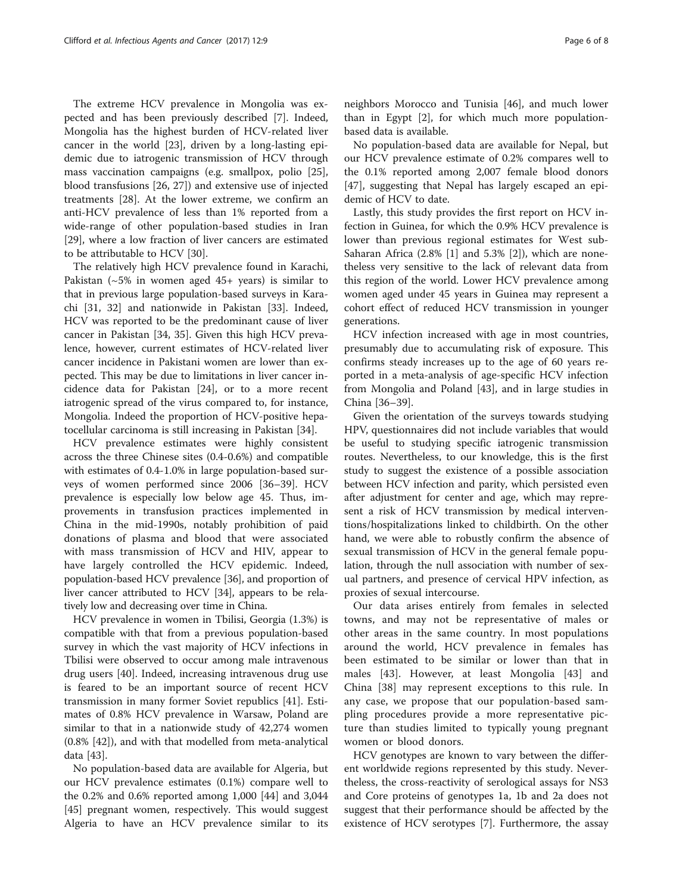The extreme HCV prevalence in Mongolia was expected and has been previously described [7]. Indeed, Mongolia has the highest burden of HCV-related liver cancer in the world [23], driven by a long-lasting epidemic due to iatrogenic transmission of HCV through mass vaccination campaigns (e.g. smallpox, polio [25], blood transfusions [26, 27]) and extensive use of injected treatments [28]. At the lower extreme, we confirm an anti-HCV prevalence of less than 1% reported from a wide-range of other population-based studies in Iran [29], where a low fraction of liver cancers are estimated to be attributable to HCV [30].

The relatively high HCV prevalence found in Karachi, Pakistan (~5% in women aged 45+ years) is similar to that in previous large population-based surveys in Karachi [31, 32] and nationwide in Pakistan [33]. Indeed, HCV was reported to be the predominant cause of liver cancer in Pakistan [34, 35]. Given this high HCV prevalence, however, current estimates of HCV-related liver cancer incidence in Pakistani women are lower than expected. This may be due to limitations in liver cancer incidence data for Pakistan [24], or to a more recent iatrogenic spread of the virus compared to, for instance, Mongolia. Indeed the proportion of HCV-positive hepatocellular carcinoma is still increasing in Pakistan [34].

HCV prevalence estimates were highly consistent across the three Chinese sites (0.4-0.6%) and compatible with estimates of 0.4-1.0% in large population-based surveys of women performed since 2006 [36–39]. HCV prevalence is especially low below age 45. Thus, improvements in transfusion practices implemented in China in the mid-1990s, notably prohibition of paid donations of plasma and blood that were associated with mass transmission of HCV and HIV, appear to have largely controlled the HCV epidemic. Indeed, population-based HCV prevalence [36], and proportion of liver cancer attributed to HCV [34], appears to be relatively low and decreasing over time in China.

HCV prevalence in women in Tbilisi, Georgia (1.3%) is compatible with that from a previous population-based survey in which the vast majority of HCV infections in Tbilisi were observed to occur among male intravenous drug users [40]. Indeed, increasing intravenous drug use is feared to be an important source of recent HCV transmission in many former Soviet republics [41]. Estimates of 0.8% HCV prevalence in Warsaw, Poland are similar to that in a nationwide study of 42,274 women (0.8% [42]), and with that modelled from meta-analytical data [43].

No population-based data are available for Algeria, but our HCV prevalence estimates (0.1%) compare well to the 0.2% and 0.6% reported among 1,000 [44] and 3,044 [45] pregnant women, respectively. This would suggest Algeria to have an HCV prevalence similar to its neighbors Morocco and Tunisia [46], and much lower than in Egypt [2], for which much more population-based data is available.

No population-based data are available for Nepal, but our HCV prevalence estimate of 0.2% compares well to the 0.1% reported among 2,007 female blood donors [47], suggesting that Nepal has largely escaped an epidemic of HCV to date.

Lastly, this study provides the first report on HCV infection in Guinea, for which the 0.9% HCV prevalence is lower than previous regional estimates for West sub-Saharan Africa (2.8% [1] and 5.3% [2]), which are nonetheless very sensitive to the lack of relevant data from this region of the world. Lower HCV prevalence among women aged under 45 years in Guinea may represent a cohort effect of reduced HCV transmission in younger generations.

HCV infection increased with age in most countries, presumably due to accumulating risk of exposure. This confirms steady increases up to the age of 60 years reported in a meta-analysis of age-specific HCV infection from Mongolia and Poland [43], and in large studies in China [36–39].

Given the orientation of the surveys towards studying HPV, questionnaires did not include variables that would be useful to studying specific iatrogenic transmission routes. Nevertheless, to our knowledge, this is the first study to suggest the existence of a possible association between HCV infection and parity, which persisted even after adjustment for center and age, which may represent a risk of HCV transmission by medical interventions/hospitalizations linked to childbirth. On the other hand, we were able to robustly confirm the absence of sexual transmission of HCV in the general female population, through the null association with number of sexual partners, and presence of cervical HPV infection, as proxies of sexual intercourse.

Our data arises entirely from females in selected towns, and may not be representative of males or other areas in the same country. In most populations around the world, HCV prevalence in females has been estimated to be similar or lower than that in males [43]. However, at least Mongolia [43] and China [38] may represent exceptions to this rule. In any case, we propose that our population-based sampling procedures provide a more representative picture than studies limited to typically young pregnant women or blood donors.

HCV genotypes are known to vary between the different worldwide regions represented by this study. Nevertheless, the cross-reactivity of serological assays for NS3 and Core proteins of genotypes 1a, 1b and 2a does not suggest that their performance should be affected by the existence of HCV serotypes [7]. Furthermore, the assay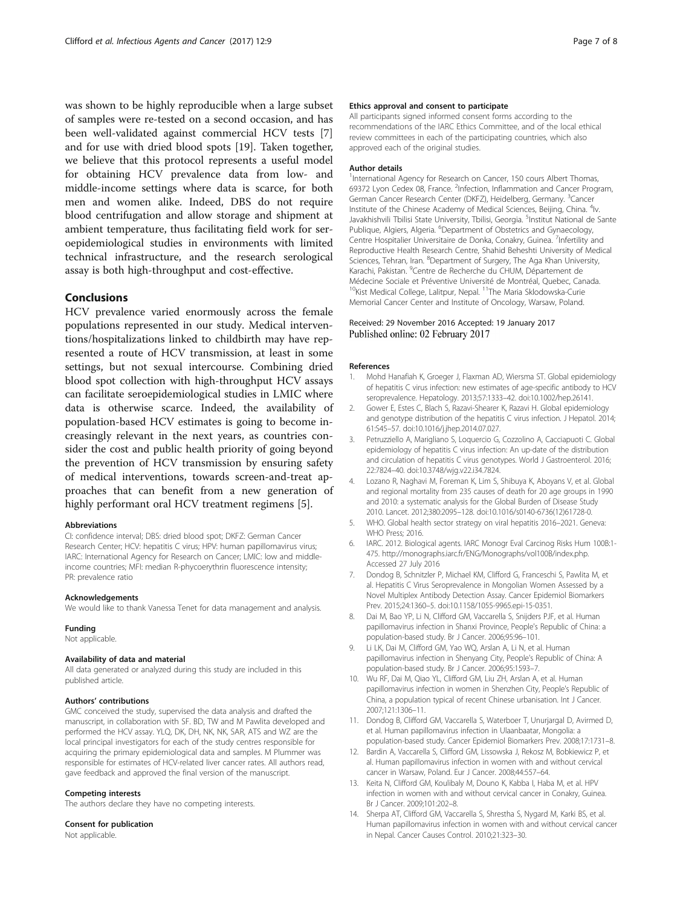was shown to be highly reproducible when a large subset of samples were re-tested on a second occasion, and has been well-validated against commercial HCV tests [7] and for use with dried blood spots [19]. Taken together, we believe that this protocol represents a useful model for obtaining HCV prevalence data from low- and middle-income settings where data is scarce, for both men and women alike. Indeed, DBS do not require blood centrifugation and allow storage and shipment at ambient temperature, thus facilitating field work for seroepidemiological studies in environments with limited technical infrastructure, and the research serological assay is both high-throughput and cost-effective.

## Conclusions

HCV prevalence varied enormously across the female populations represented in our study. Medical interventions/hospitalizations linked to childbirth may have represented a route of HCV transmission, at least in some settings, but not sexual intercourse. Combining dried blood spot collection with high-throughput HCV assays can facilitate seroepidemiological studies in LMIC where data is otherwise scarce. Indeed, the availability of population-based HCV estimates is going to become increasingly relevant in the next years, as countries consider the cost and public health priority of going beyond the prevention of HCV transmission by ensuring safety of medical interventions, towards screen-and-treat approaches that can benefit from a new generation of highly performant oral HCV treatment regimens [5].

#### Abbreviations

CI: confidence interval; DBS: dried blood spot; DKFZ: German Cancer Research Center; HCV: hepatitis C virus; HPV: human papillomavirus virus; IARC: International Agency for Research on Cancer; LMIC: low and middle-income countries; MFI: median R-phycoerythrin fluorescence intensity; PR: prevalence ratio

#### Acknowledgements

We would like to thank Vanessa Tenet for data management and analysis.

#### Funding

Not applicable.

#### Availability of data and material

All data generated or analyzed during this study are included in this published article.

#### Authors' contributions

GMC conceived the study, supervised the data analysis and drafted the manuscript, in collaboration with SF. BD, TW and M Pawlita developed and performed the HCV assay. YLQ, DK, DH, NK, NK, SAR, ATS and WZ are the local principal investigators for each of the study centres responsible for acquiring the primary epidemiological data and samples. M Plummer was responsible for estimates of HCV-related liver cancer rates. All authors read, gave feedback and approved the final version of the manuscript.

#### Competing interests

The authors declare they have no competing interests.

#### Consent for publication

Not applicable.

#### Ethics approval and consent to participate

All participants signed informed consent forms according to the recommendations of the IARC Ethics Committee, and of the local ethical review committees in each of the participating countries, which also approved each of the original studies.

#### Author details

[1]International Agency for Research on Cancer, 150 cours Albert Thomas, 69372 Lyon Cedex 08, France. [2]Infection, Inflammation and Cancer Program, German Cancer Research Center (DKFZ), Heidelberg, Germany. [3]Cancer Institute of the Chinese Academy of Medical Sciences, Beijing, China. [4]Iv. Javakhishvili Tbilisi State University, Tbilisi, Georgia. [5]Institut National de Sante Publique, Algiers, Algeria. [6]Department of Obstetrics and Gynaecology, Centre Hospitalier Universitaire de Donka, Conakry, Guinea. [7]Infertility and Reproductive Health Research Centre, Shahid Beheshti University of Medical Sciences, Tehran, Iran. [8]Department of Surgery, The Aga Khan University, Karachi, Pakistan. [9]Centre de Recherche du CHUM, Département de Médecine Sociale et Préventive Université de Montréal, Quebec, Canada. [10]Kist Medical College, Lalitpur, Nepal. [11]The Maria Sklodowska-Curie Memorial Cancer Center and Institute of Oncology, Warsaw, Poland.

Received: 29 November 2016 Accepted: 19 January 2017
Published online: 02 February 2017

#### References

1. Mohd Hanafiah K, Groeger J, Flaxman AD, Wiersma ST. Global epidemiology of hepatitis C virus infection: new estimates of age-specific antibody to HCV seroprevalence. Hepatology. 2013;57:1333–42. doi:10.1002/hep.26141.
2. Gower E, Estes C, Blach S, Razavi-Shearer K, Razavi H. Global epidemiology and genotype distribution of the hepatitis C virus infection. J Hepatol. 2014; 61:S45–57. doi:10.1016/j.jhep.2014.07.027.
3. Petruzziello A, Marigliano S, Loquercio G, Cozzolino A, Cacciapuoti C. Global epidemiology of hepatitis C virus infection: An up-date of the distribution and circulation of hepatitis C virus genotypes. World J Gastroenterol. 2016; 22:7824–40. doi:10.3748/wjg.v22.i34.7824.
4. Lozano R, Naghavi M, Foreman K, Lim S, Shibuya K, Aboyans V, et al. Global and regional mortality from 235 causes of death for 20 age groups in 1990 and 2010: a systematic analysis for the Global Burden of Disease Study 2010. Lancet. 2012;380:2095–128. doi:10.1016/s0140-6736(12)61728-0.
5. WHO. Global health sector strategy on viral hepatitis 2016–2021. Geneva: WHO Press; 2016.
6. IARC. 2012. Biological agents. IARC Monogr Eval Carcinog Risks Hum 100B:1-475. http://monographs.iarc.fr/ENG/Monographs/vol100B/index.php. Accessed 27 July 2016
7. Dondog B, Schnitzler P, Michael KM, Clifford G, Franceschi S, Pawlita M, et al. Hepatitis C Virus Seroprevalence in Mongolian Women Assessed by a Novel Multiplex Antibody Detection Assay. Cancer Epidemiol Biomarkers Prev. 2015;24:1360–5. doi:10.1158/1055-9965.epi-15-0351.
8. Dai M, Bao YP, Li N, Clifford GM, Vaccarella S, Snijders PJF, et al. Human papillomavirus infection in Shanxi Province, People's Republic of China: a population-based study. Br J Cancer. 2006;95:96–101.
9. Li LK, Dai M, Clifford GM, Yao WQ, Arslan A, Li N, et al. Human papillomavirus infection in Shenyang City, People's Republic of China: A population-based study. Br J Cancer. 2006;95:1593–7.
10. Wu RF, Dai M, Qiao YL, Clifford GM, Liu ZH, Arslan A, et al. Human papillomavirus infection in women in Shenzhen City, People's Republic of China, a population typical of recent Chinese urbanisation. Int J Cancer. 2007;121:1306–11.
11. Dondog B, Clifford GM, Vaccarella S, Waterboer T, Unurjargal D, Avirmed D, et al. Human papillomavirus infection in Ulaanbaatar, Mongolia: a population-based study. Cancer Epidemiol Biomarkers Prev. 2008;17:1731–8.
12. Bardin A, Vaccarella S, Clifford GM, Lissowska J, Rekosz M, Bobkiewicz P, et al. Human papillomavirus infection in women with and without cervical cancer in Warsaw, Poland. Eur J Cancer. 2008;44:557–64.
13. Keita N, Clifford GM, Koulibaly M, Douno K, Kabba I, Haba M, et al. HPV infection in women with and without cervical cancer in Conakry, Guinea. Br J Cancer. 2009;101:202–8.
14. Sherpa AT, Clifford GM, Vaccarella S, Shrestha S, Nygard M, Karki BS, et al. Human papillomavirus infection in women with and without cervical cancer in Nepal. Cancer Causes Control. 2010;21:323–30.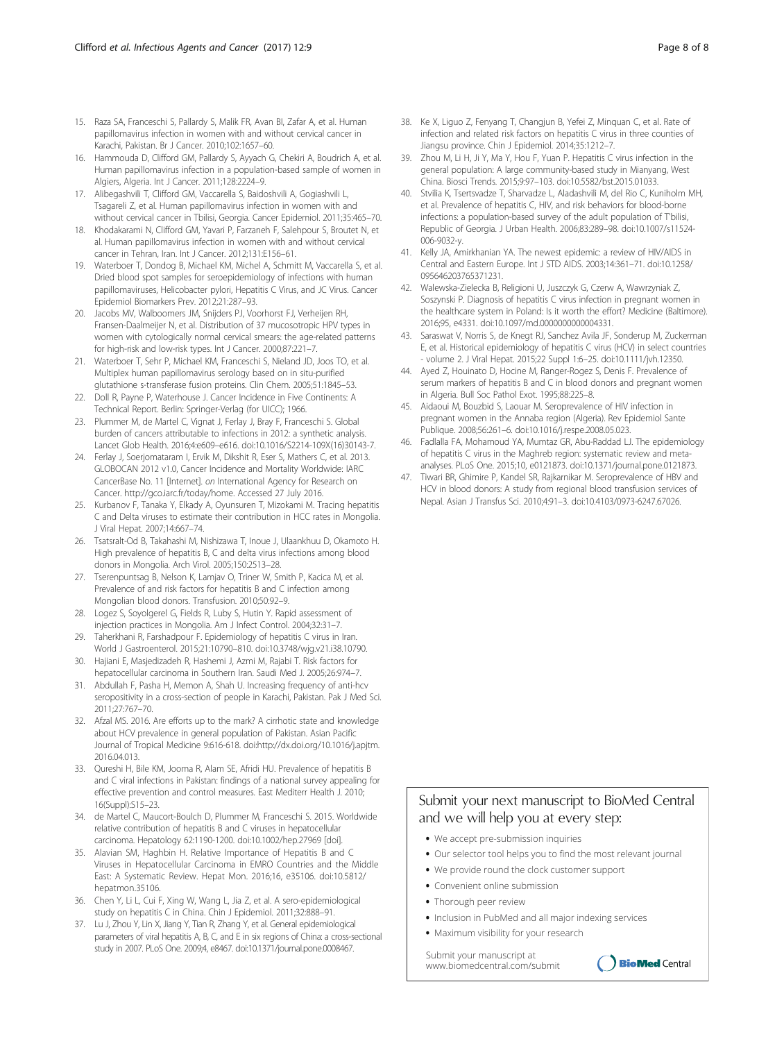15. Raza SA, Franceschi S, Pallardy S, Malik FR, Avan BI, Zafar A, et al. Human papillomavirus infection in women with and without cervical cancer in Karachi, Pakistan. Br J Cancer. 2010;102:1657–60.
16. Hammouda D, Clifford GM, Pallardy S, Ayyach G, Chekiri A, Boudrich A, et al. Human papillomavirus infection in a population-based sample of women in Algiers, Algeria. Int J Cancer. 2011;128:2224–9.
17. Alibegashvili T, Clifford GM, Vaccarella S, Baidoshvili A, Gogiashvili L, Tsagareli Z, et al. Human papillomavirus infection in women with and without cervical cancer in Tbilisi, Georgia. Cancer Epidemiol. 2011;35:465–70.
18. Khodakarami N, Clifford GM, Yavari P, Farzaneh F, Salehpour S, Broutet N, et al. Human papillomavirus infection in women with and without cervical cancer in Tehran, Iran. Int J Cancer. 2012;131:E156–61.
19. Waterboer T, Dondog B, Michael KM, Michel A, Schmitt M, Vaccarella S, et al. Dried blood spot samples for seroepidemiology of infections with human papillomaviruses, Helicobacter pylori, Hepatitis C Virus, and JC Virus. Cancer Epidemiol Biomarkers Prev. 2012;21:287–93.
20. Jacobs MV, Walboomers JM, Snijders PJ, Voorhorst FJ, Verheijen RH, Fransen-Daalmeijer N, et al. Distribution of 37 mucosotropic HPV types in women with cytologically normal cervical smears: the age-related patterns for high-risk and low-risk types. Int J Cancer. 2000;87:221–7.
21. Waterboer T, Sehr P, Michael KM, Franceschi S, Nieland JD, Joos TO, et al. Multiplex human papillomavirus serology based on in situ-purified glutathione s-transferase fusion proteins. Clin Chem. 2005;51:1845–53.
22. Doll R, Payne P, Waterhouse J. Cancer Incidence in Five Continents: A Technical Report. Berlin: Springer-Verlag (for UICC); 1966.
23. Plummer M, de Martel C, Vignat J, Ferlay J, Bray F, Franceschi S. Global burden of cancers attributable to infections in 2012: a synthetic analysis. Lancet Glob Health. 2016;4:e609–e616. doi:10.1016/S2214-109X(16)30143-7.
24. Ferlay J, Soerjomataram I, Ervik M, Dikshit R, Eser S, Mathers C, et al. 2013. GLOBOCAN 2012 v1.0, Cancer Incidence and Mortality Worldwide: IARC CancerBase No. 11 [Internet]. *on* International Agency for Research on Cancer. http://gco.iarc.fr/today/home. Accessed 27 July 2016.
25. Kurbanov F, Tanaka Y, Elkady A, Oyunsuren T, Mizokami M. Tracing hepatitis C and Delta viruses to estimate their contribution in HCC rates in Mongolia. J Viral Hepat. 2007;14:667–74.
26. Tsatsralt-Od B, Takahashi M, Nishizawa T, Inoue J, Ulaankhuu D, Okamoto H. High prevalence of hepatitis B, C and delta virus infections among blood donors in Mongolia. Arch Virol. 2005;150:2513–28.
27. Tserenpuntsag B, Nelson K, Lamjav O, Triner W, Smith P, Kacica M, et al. Prevalence of and risk factors for hepatitis B and C infection among Mongolian blood donors. Transfusion. 2010;50:92–9.
28. Logez S, Soyolgerel G, Fields R, Luby S, Hutin Y. Rapid assessment of injection practices in Mongolia. Am J Infect Control. 2004;32:31–7.
29. Taherkhani R, Farshadpour F. Epidemiology of hepatitis C virus in Iran. World J Gastroenterol. 2015;21:10790–810. doi:10.3748/wjg.v21.i38.10790.
30. Hajiani E, Masjedizadeh R, Hashemi J, Azmi M, Rajabi T. Risk factors for hepatocellular carcinoma in Southern Iran. Saudi Med J. 2005;26:974–7.
31. Abdullah F, Pasha H, Memon A, Shah U. Increasing frequency of anti-hcv seropositivity in a cross-section of people in Karachi, Pakistan. Pak J Med Sci. 2011;27:767–70.
32. Afzal MS. 2016. Are efforts up to the mark? A cirrhotic state and knowledge about HCV prevalence in general population of Pakistan. Asian Pacific Journal of Tropical Medicine 9:616-618. doi:http://dx.doi.org/10.1016/j.apjtm.2016.04.013.
33. Qureshi H, Bile KM, Jooma R, Alam SE, Afridi HU. Prevalence of hepatitis B and C viral infections in Pakistan: findings of a national survey appealing for effective prevention and control measures. East Mediterr Health J. 2010; 16(Suppl):S15–23.
34. de Martel C, Maucort-Boulch D, Plummer M, Franceschi S. 2015. Worldwide relative contribution of hepatitis B and C viruses in hepatocellular carcinoma. Hepatology 62:1190-1200. doi:10.1002/hep.27969 [doi].
35. Alavian SM, Haghbin H. Relative Importance of Hepatitis B and C Viruses in Hepatocellular Carcinoma in EMRO Countries and the Middle East: A Systematic Review. Hepat Mon. 2016;16, e35106. doi:10.5812/hepatmon.35106.
36. Chen Y, Li L, Cui F, Xing W, Wang L, Jia Z, et al. A sero-epidemiological study on hepatitis C in China. Chin J Epidemiol. 2011;32:888–91.
37. Lu J, Zhou Y, Lin X, Jiang Y, Tian R, Zhang Y, et al. General epidemiological parameters of viral hepatitis A, B, C, and E in six regions of China: a cross-sectional study in 2007. PLoS One. 2009;4, e8467. doi:10.1371/journal.pone.0008467.
38. Ke X, Liguo Z, Fenyang T, Changjun B, Yefei Z, Minquan C, et al. Rate of infection and related risk factors on hepatitis C virus in three counties of Jiangsu province. Chin J Epidemiol. 2014;35:1212–7.
39. Zhou M, Li H, Ji Y, Ma Y, Hou F, Yuan P. Hepatitis C virus infection in the general population: A large community-based study in Mianyang, West China. Biosci Trends. 2015;9:97–103. doi:10.5582/bst.2015.01033.
40. Stvilia K, Tsertsvadze T, Sharvadze L, Aladashvili M, del Rio C, Kuniholm MH, et al. Prevalence of hepatitis C, HIV, and risk behaviors for blood-borne infections: a population-based survey of the adult population of T'bilisi, Republic of Georgia. J Urban Health. 2006;83:289–98. doi:10.1007/s11524-006-9032-y.
41. Kelly JA, Amirkhanian YA. The newest epidemic: a review of HIV/AIDS in Central and Eastern Europe. Int J STD AIDS. 2003;14:361–71. doi:10.1258/095646203765371231.
42. Walewska-Zielecka B, Religioni U, Juszczyk G, Czerw A, Wawrzyniak Z, Soszynski P. Diagnosis of hepatitis C virus infection in pregnant women in the healthcare system in Poland: Is it worth the effort? Medicine (Baltimore). 2016;95, e4331. doi:10.1097/md.0000000000004331.
43. Saraswat V, Norris S, de Knegt RJ, Sanchez Avila JF, Sonderup M, Zuckerman E, et al. Historical epidemiology of hepatitis C virus (HCV) in select countries - volume 2. J Viral Hepat. 2015;22 Suppl 1:6–25. doi:10.1111/jvh.12350.
44. Ayed Z, Houinato D, Hocine M, Ranger-Rogez S, Denis F. Prevalence of serum markers of hepatitis B and C in blood donors and pregnant women in Algeria. Bull Soc Pathol Exot. 1995;88:225–8.
45. Aidaoui M, Bouzbid S, Laouar M. Seroprevalence of HIV infection in pregnant women in the Annaba region (Algeria). Rev Epidemiol Sante Publique. 2008;56:261–6. doi:10.1016/j.respe.2008.05.023.
46. Fadlalla FA, Mohamoud YA, Mumtaz GR, Abu-Raddad LJ. The epidemiology of hepatitis C virus in the Maghreb region: systematic review and meta-analyses. PLoS One. 2015;10, e0121873. doi:10.1371/journal.pone.0121873.
47. Tiwari BR, Ghimire P, Kandel SR, Rajkarnikar M. Seroprevalence of HBV and HCV in blood donors: A study from regional blood transfusion services of Nepal. Asian J Transfus Sci. 2010;4:91–3. doi:10.4103/0973-6247.67026.

Submit your next manuscript to BioMed Central and we will help you at every step:

- We accept pre-submission inquiries
- Our selector tool helps you to find the most relevant journal
- We provide round the clock customer support
- Convenient online submission
- Thorough peer review
- Inclusion in PubMed and all major indexing services
- Maximum visibility for your research

Submit your manuscript at www.biomedcentral.com/submit

BioMed Central